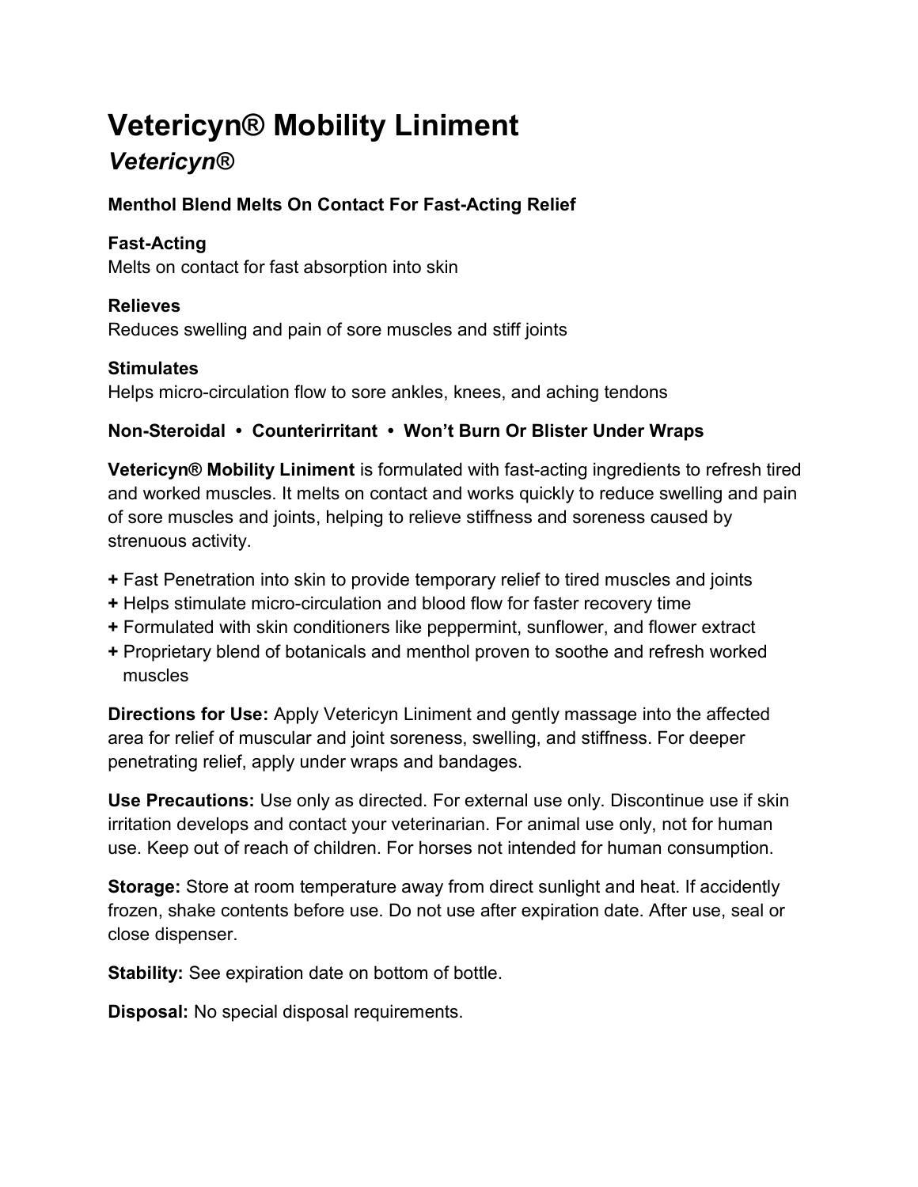# Vetericyn® Mobility Liniment

## *Vetericyn®*

**Menthol Blend Melts On Contact For Fast-Acting Relief**

**Fast-Acting**
Melts on contact for fast absorption into skin

**Relieves**
Reduces swelling and pain of sore muscles and stiff joints

**Stimulates**
Helps micro-circulation flow to sore ankles, knees, and aching tendons

**Non-Steroidal • Counterirritant • Won't Burn Or Blister Under Wraps**

**Vetericyn® Mobility Liniment** is formulated with fast-acting ingredients to refresh tired and worked muscles. It melts on contact and works quickly to reduce swelling and pain of sore muscles and joints, helping to relieve stiffness and soreness caused by strenuous activity.

**+** Fast Penetration into skin to provide temporary relief to tired muscles and joints
**+** Helps stimulate micro-circulation and blood flow for faster recovery time
**+** Formulated with skin conditioners like peppermint, sunflower, and flower extract
**+** Proprietary blend of botanicals and menthol proven to soothe and refresh worked muscles

**Directions for Use:** Apply Vetericyn Liniment and gently massage into the affected area for relief of muscular and joint soreness, swelling, and stiffness. For deeper penetrating relief, apply under wraps and bandages.

**Use Precautions:** Use only as directed. For external use only. Discontinue use if skin irritation develops and contact your veterinarian. For animal use only, not for human use. Keep out of reach of children. For horses not intended for human consumption.

**Storage:** Store at room temperature away from direct sunlight and heat. If accidently frozen, shake contents before use. Do not use after expiration date. After use, seal or close dispenser.

**Stability:** See expiration date on bottom of bottle.

**Disposal:** No special disposal requirements.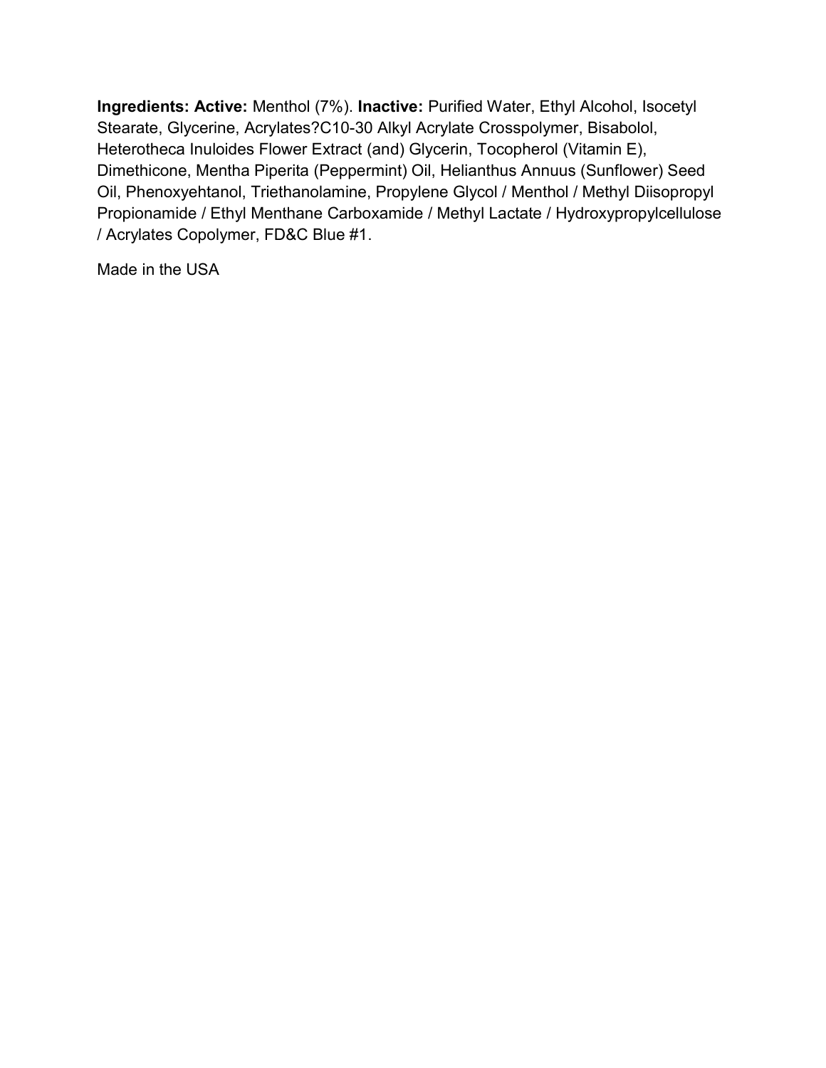**Ingredients: Active:** Menthol (7%). **Inactive:** Purified Water, Ethyl Alcohol, Isocetyl Stearate, Glycerine, Acrylates?C10-30 Alkyl Acrylate Crosspolymer, Bisabolol, Heterotheca Inuloides Flower Extract (and) Glycerin, Tocopherol (Vitamin E), Dimethicone, Mentha Piperita (Peppermint) Oil, Helianthus Annuus (Sunflower) Seed Oil, Phenoxyehtanol, Triethanolamine, Propylene Glycol / Menthol / Methyl Diisopropyl Propionamide / Ethyl Menthane Carboxamide / Methyl Lactate / Hydroxypropylcellulose / Acrylates Copolymer, FD&C Blue #1.

Made in the USA